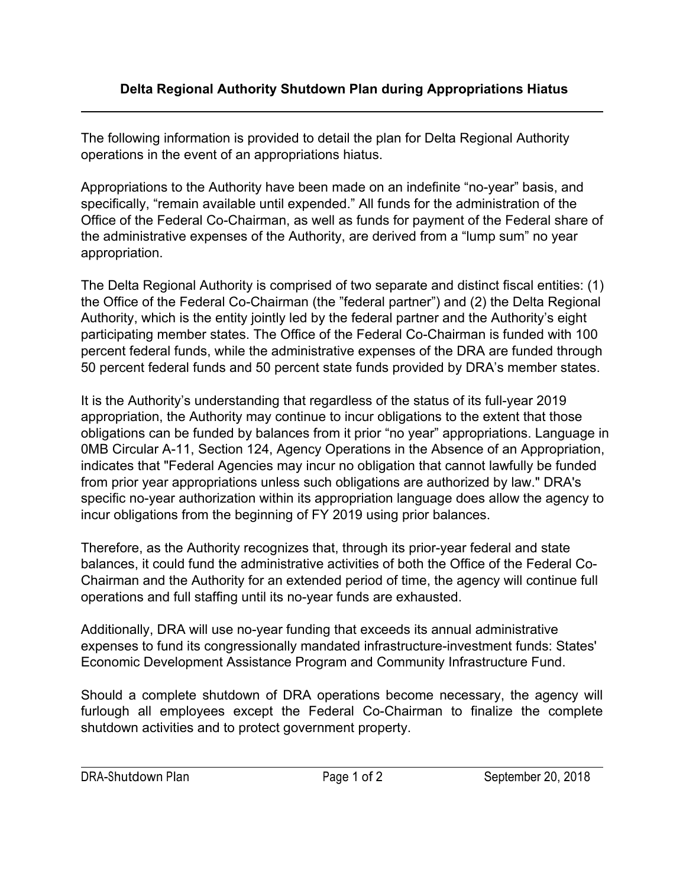# Delta Regional Authority Shutdown Plan during Appropriations Hiatus

The following information is provided to detail the plan for Delta Regional Authority operations in the event of an appropriations hiatus.

Appropriations to the Authority have been made on an indefinite "no-year" basis, and specifically, "remain available until expended." All funds for the administration of the Office of the Federal Co-Chairman, as well as funds for payment of the Federal share of the administrative expenses of the Authority, are derived from a "lump sum" no year appropriation.

The Delta Regional Authority is comprised of two separate and distinct fiscal entities: (1) the Office of the Federal Co-Chairman (the "federal partner") and (2) the Delta Regional Authority, which is the entity jointly led by the federal partner and the Authority's eight participating member states. The Office of the Federal Co-Chairman is funded with 100 percent federal funds, while the administrative expenses of the DRA are funded through 50 percent federal funds and 50 percent state funds provided by DRA's member states.

It is the Authority's understanding that regardless of the status of its full-year 2019 appropriation, the Authority may continue to incur obligations to the extent that those obligations can be funded by balances from it prior "no year" appropriations. Language in 0MB Circular A-11, Section 124, Agency Operations in the Absence of an Appropriation, indicates that "Federal Agencies may incur no obligation that cannot lawfully be funded from prior year appropriations unless such obligations are authorized by law." DRA's specific no-year authorization within its appropriation language does allow the agency to incur obligations from the beginning of FY 2019 using prior balances.

Therefore, as the Authority recognizes that, through its prior-year federal and state balances, it could fund the administrative activities of both the Office of the Federal Co-Chairman and the Authority for an extended period of time, the agency will continue full operations and full staffing until its no-year funds are exhausted.

Additionally, DRA will use no-year funding that exceeds its annual administrative expenses to fund its congressionally mandated infrastructure-investment funds: States' Economic Development Assistance Program and Community Infrastructure Fund.

Should a complete shutdown of DRA operations become necessary, the agency will furlough all employees except the Federal Co-Chairman to finalize the complete shutdown activities and to protect government property.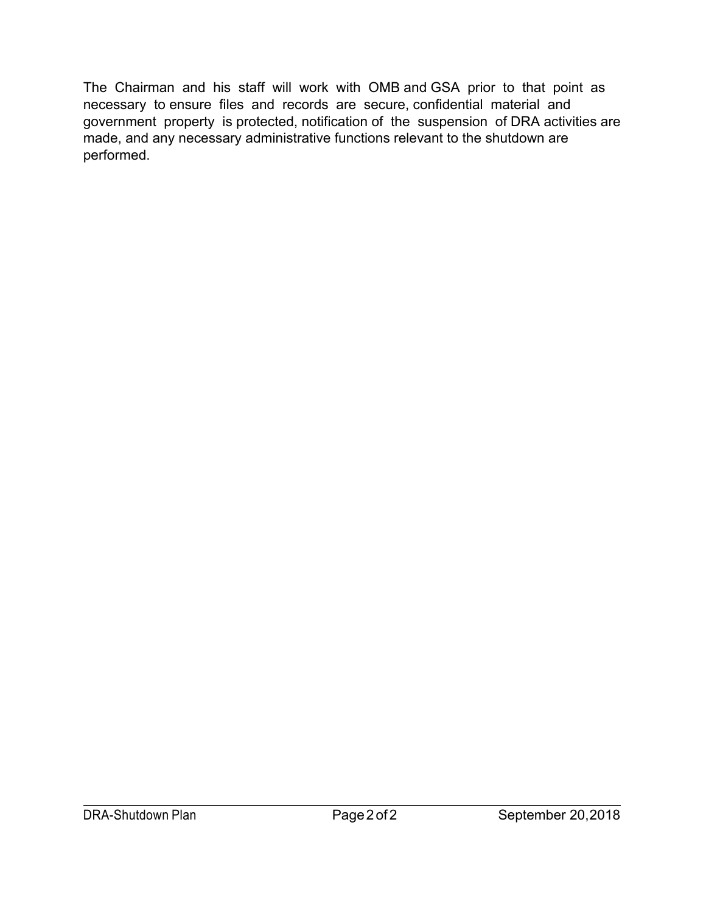The Chairman and his staff will work with OMB and GSA prior to that point as necessary to ensure files and records are secure, confidential material and government property is protected, notification of the suspension of DRA activities are made, and any necessary administrative functions relevant to the shutdown are performed.